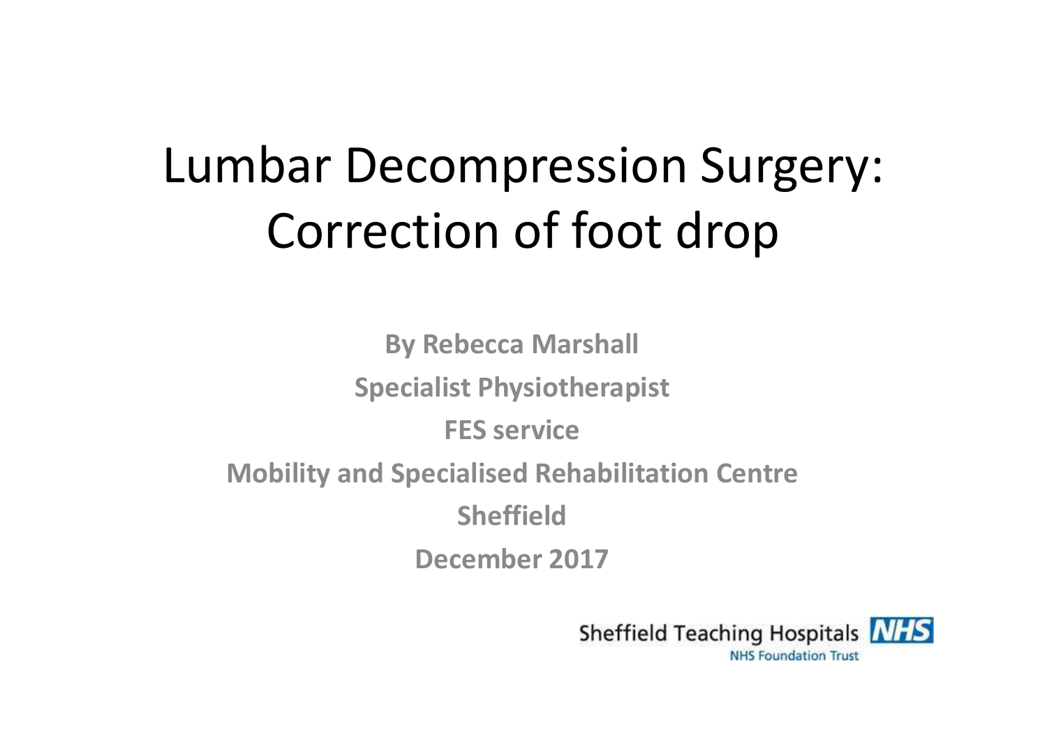# Lumbar Decompression Surgery: Correction of foot drop

**By Rebecca Marshall**

**Specialist Physiotherapist**

**FES service**

**Mobility and Specialised Rehabilitation Centre**

**Sheffield**

**December 2017**

Sheffield Teaching Hospitals NHS
NHS Foundation Trust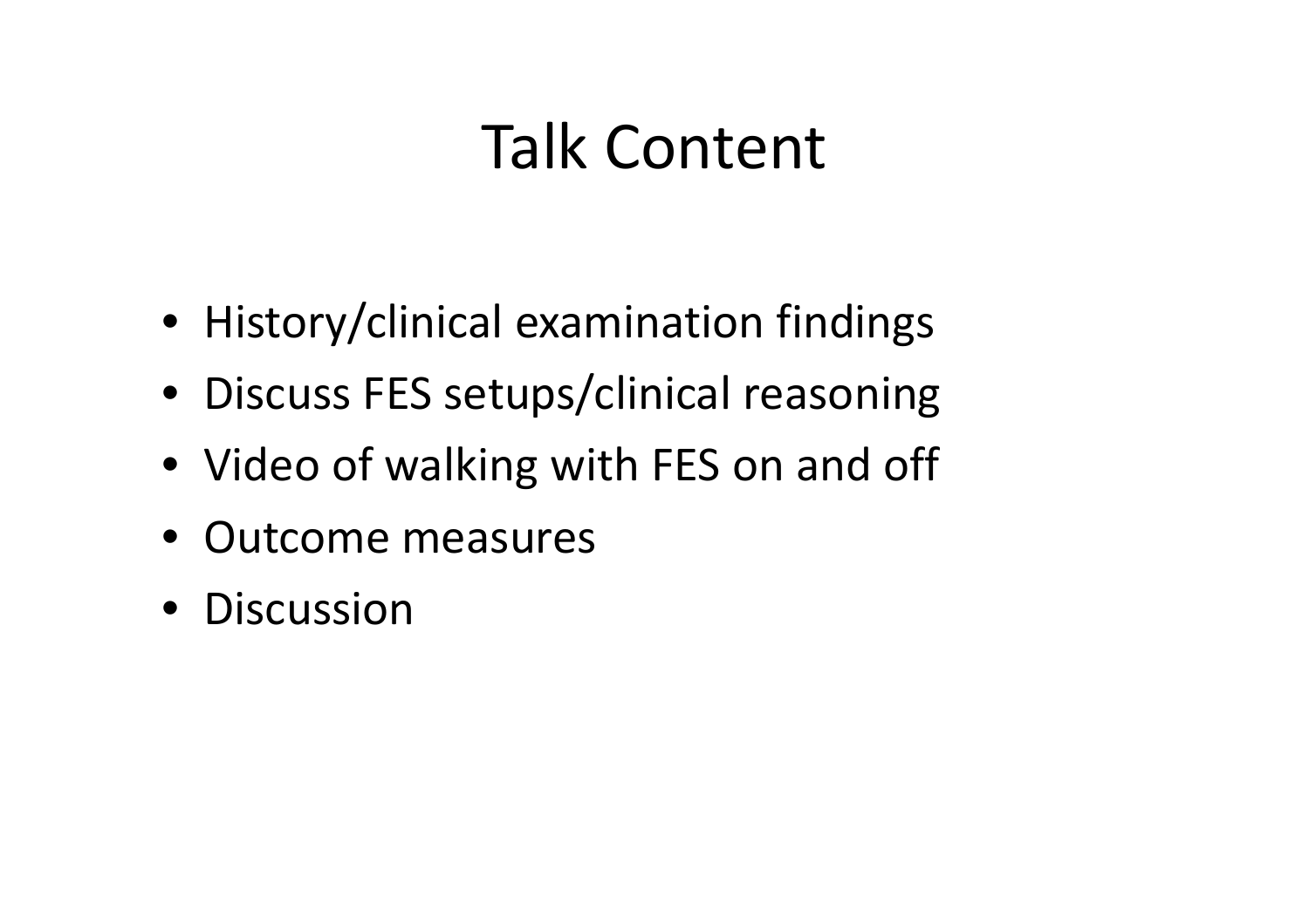# Talk Content

- History/clinical examination findings
- Discuss FES setups/clinical reasoning
- Video of walking with FES on and off
- Outcome measures
- Discussion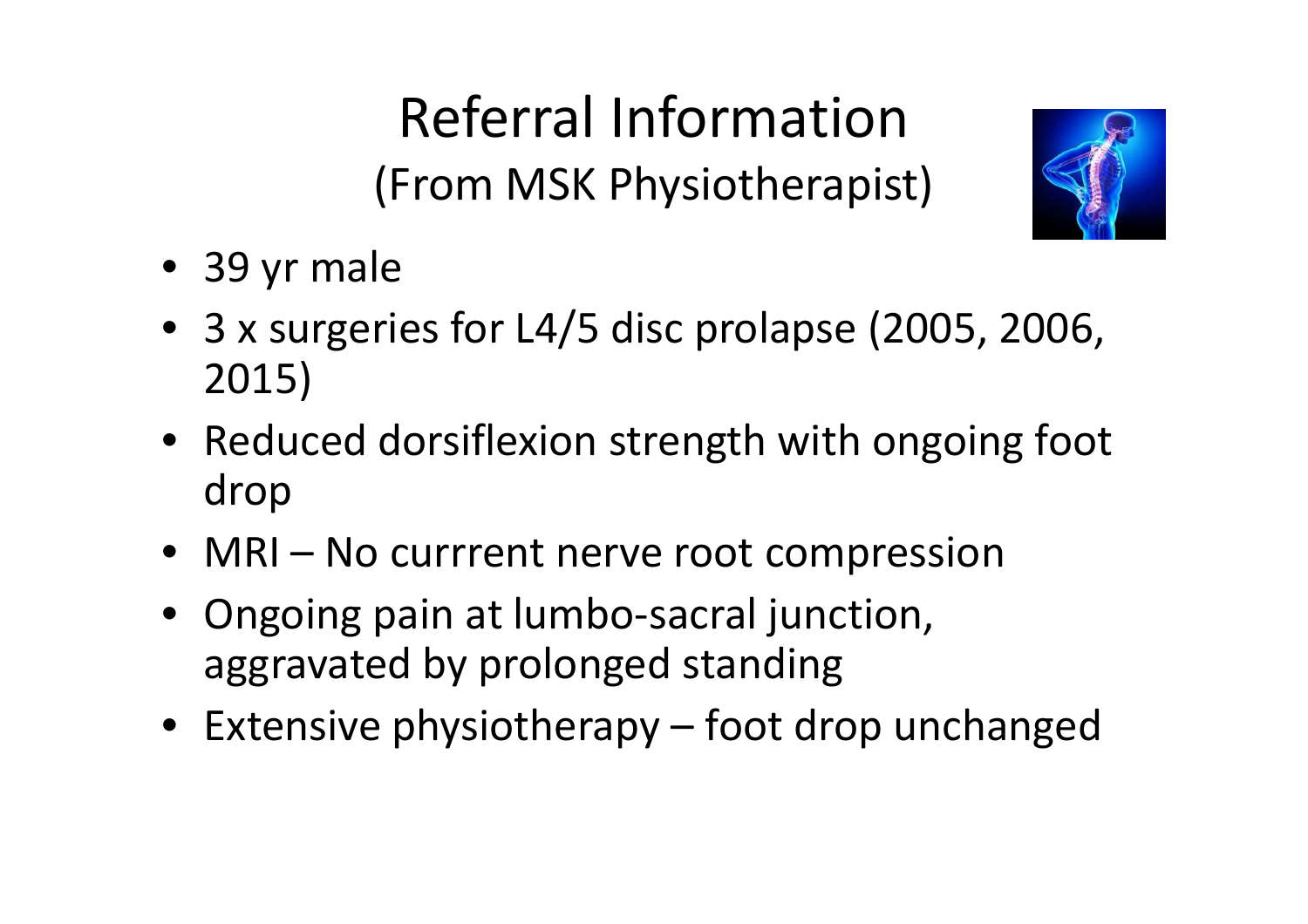# Referral Information

## (From MSK Physiotherapist)

- 39 yr male
- 3 x surgeries for L4/5 disc prolapse (2005, 2006, 2015)
- Reduced dorsiflexion strength with ongoing foot drop
- MRI – No currrent nerve root compression
- Ongoing pain at lumbo-sacral junction, aggravated by prolonged standing
- Extensive physiotherapy – foot drop unchanged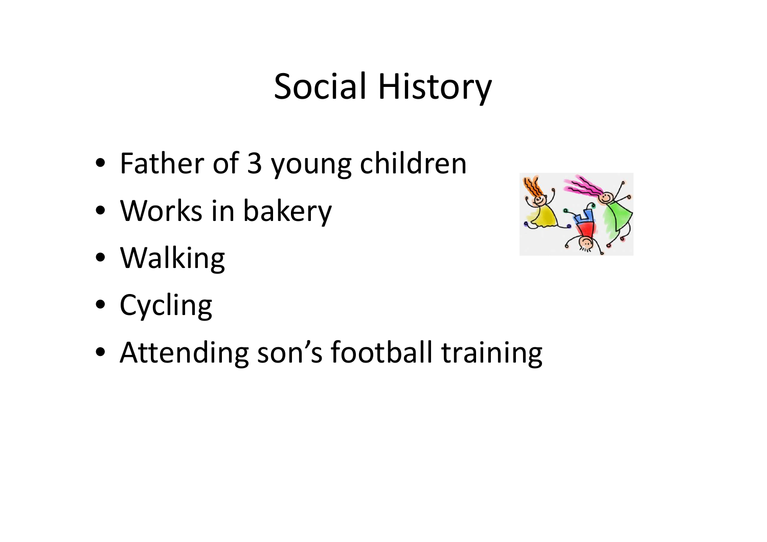# Social History

- Father of 3 young children
- Works in bakery
- Walking
- Cycling
- Attending son's football training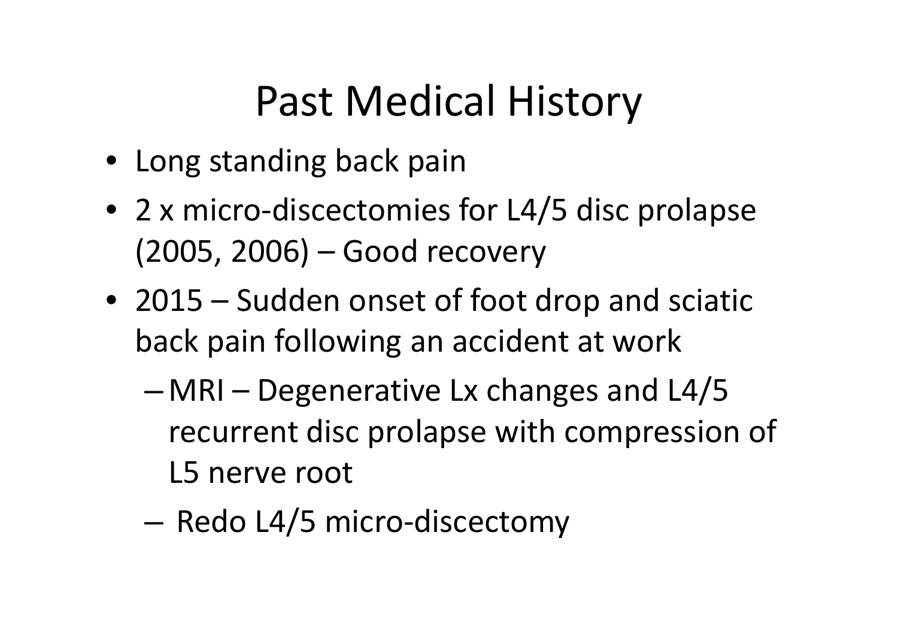# Past Medical History

- Long standing back pain
- 2 x micro-discectomies for L4/5 disc prolapse (2005, 2006) – Good recovery
- 2015 – Sudden onset of foot drop and sciatic back pain following an accident at work
  - MRI – Degenerative Lx changes and L4/5 recurrent disc prolapse with compression of L5 nerve root
  - Redo L4/5 micro-discectomy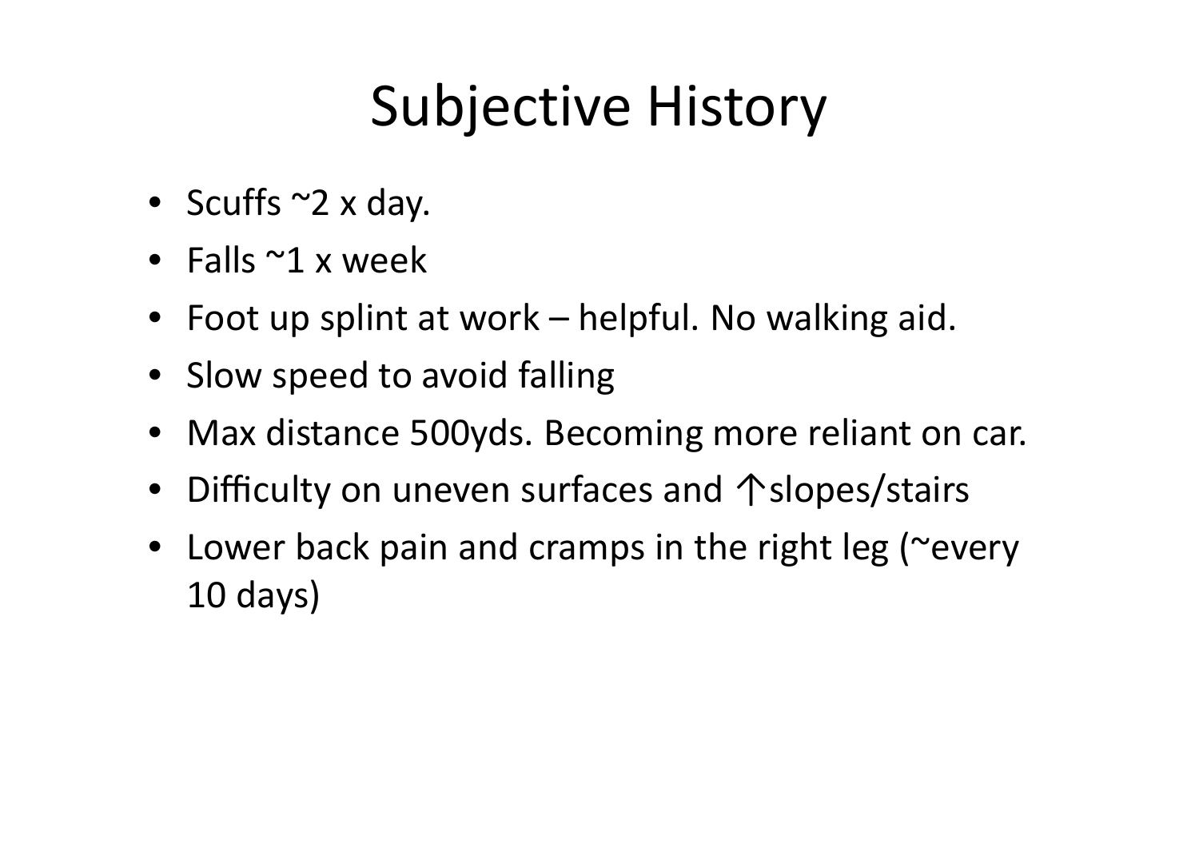# Subjective History

- Scuffs ~2 x day.
- Falls ~1 x week
- Foot up splint at work – helpful. No walking aid.
- Slow speed to avoid falling
- Max distance 500yds. Becoming more reliant on car.
- Difficulty on uneven surfaces and ↑slopes/stairs
- Lower back pain and cramps in the right leg (~every 10 days)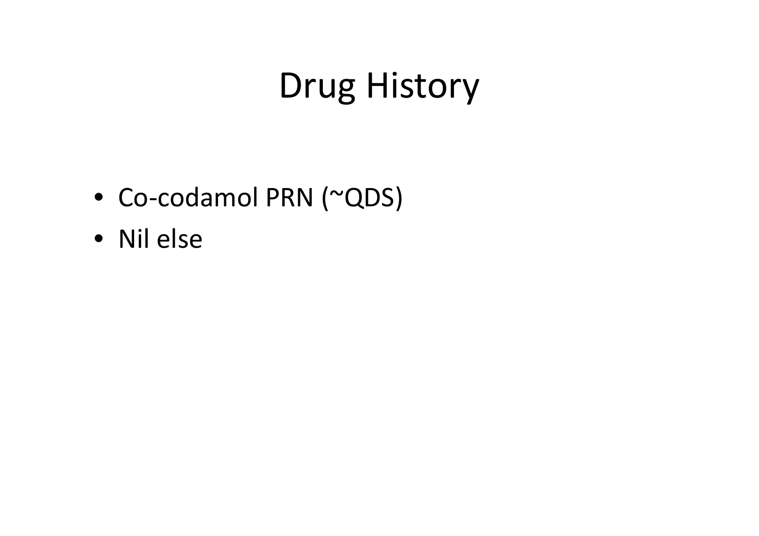# Drug History

- Co-codamol PRN (~QDS)
- Nil else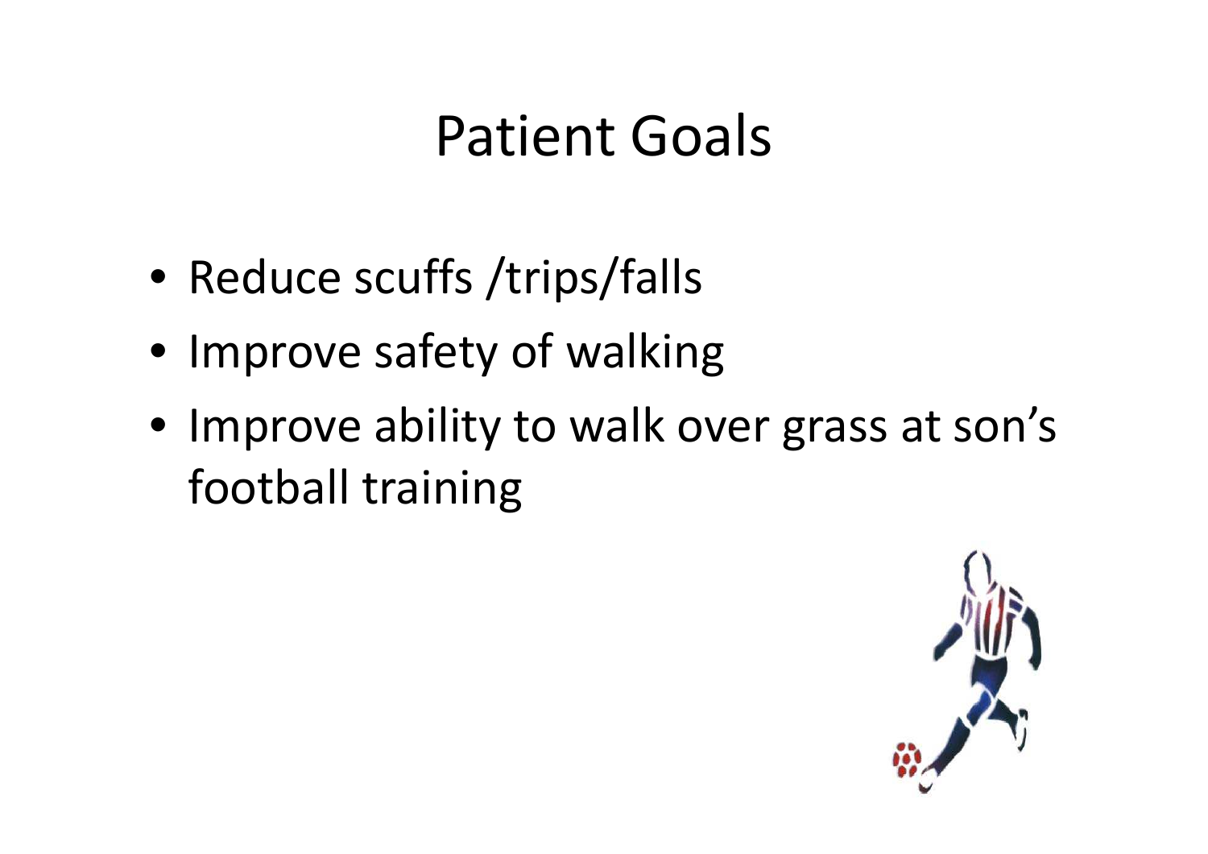# Patient Goals

- Reduce scuffs /trips/falls
- Improve safety of walking
- Improve ability to walk over grass at son's football training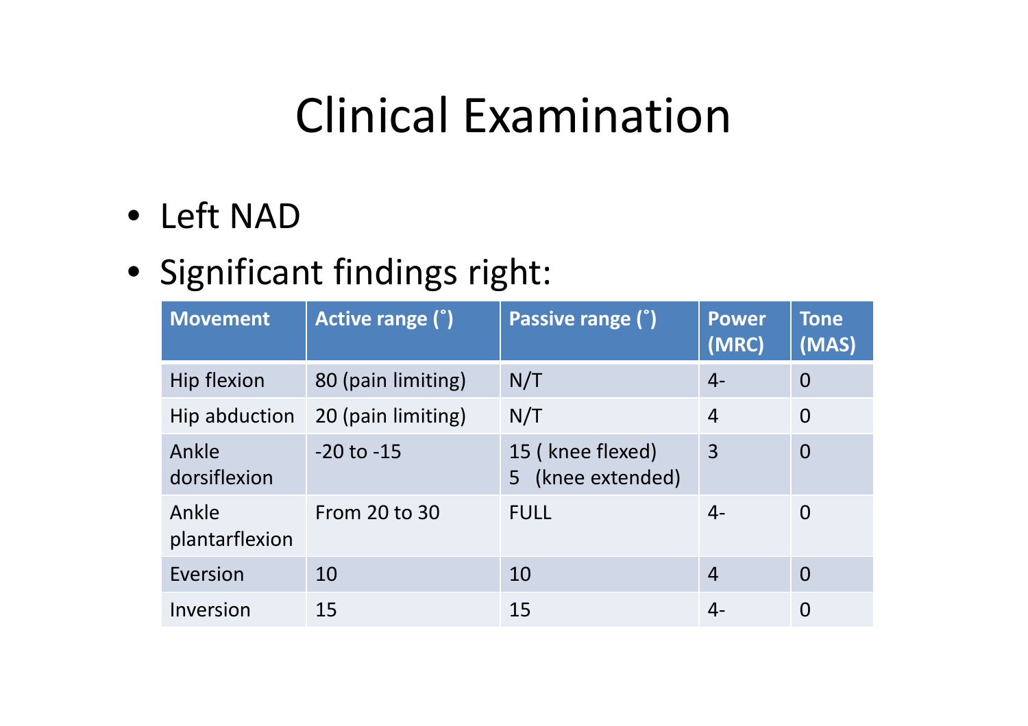# Clinical Examination

- Left NAD
- Significant findings right:

| Movement | Active range (˚) | Passive range (˚) | Power (MRC) | Tone (MAS) |
|---|---|---|---|---|
| Hip flexion | 80 (pain limiting) | N/T | 4- | 0 |
| Hip abduction | 20 (pain limiting) | N/T | 4 | 0 |
| Ankle dorsiflexion | -20 to -15 | 15 ( knee flexed) 5 (knee extended) | 3 | 0 |
| Ankle plantarflexion | From 20 to 30 | FULL | 4- | 0 |
| Eversion | 10 | 10 | 4 | 0 |
| Inversion | 15 | 15 | 4- | 0 |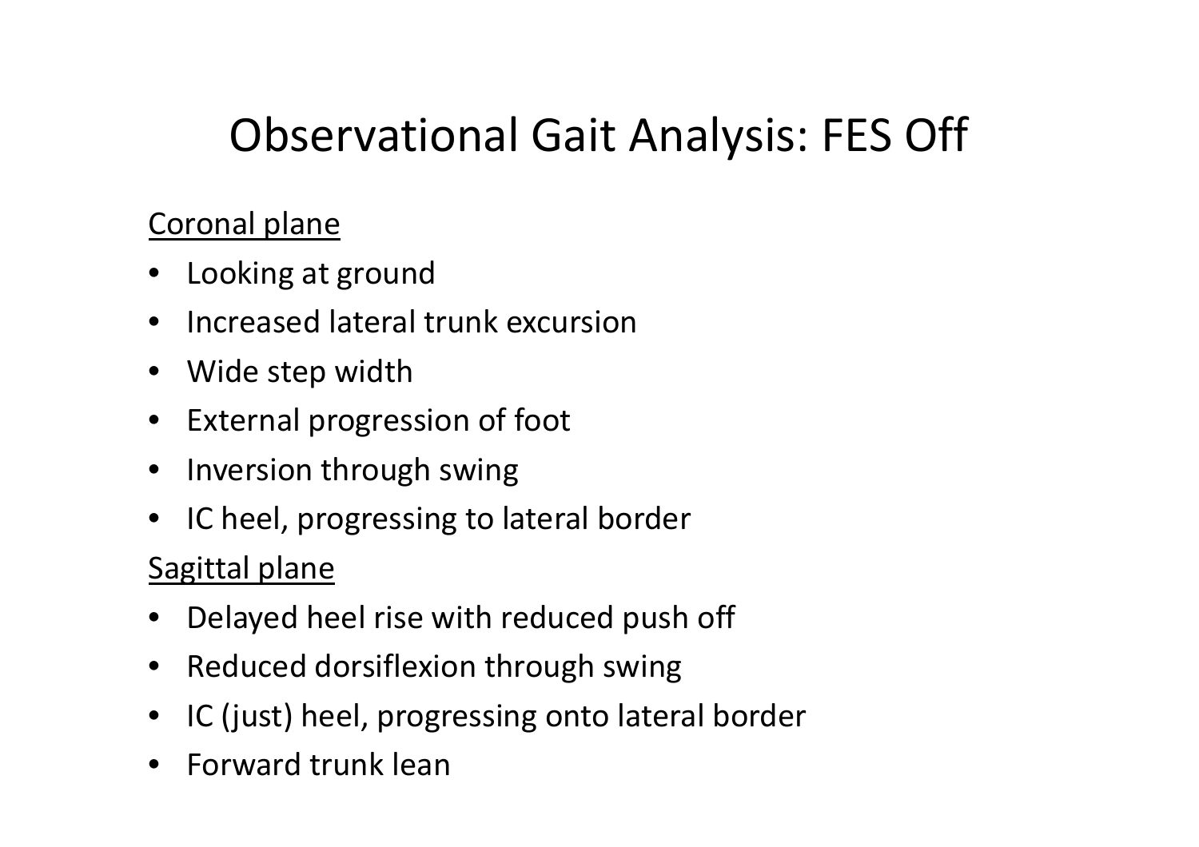# Observational Gait Analysis: FES Off

Coronal plane

- Looking at ground
- Increased lateral trunk excursion
- Wide step width
- External progression of foot
- Inversion through swing
- IC heel, progressing to lateral border

Sagittal plane

- Delayed heel rise with reduced push off
- Reduced dorsiflexion through swing
- IC (just) heel, progressing onto lateral border
- Forward trunk lean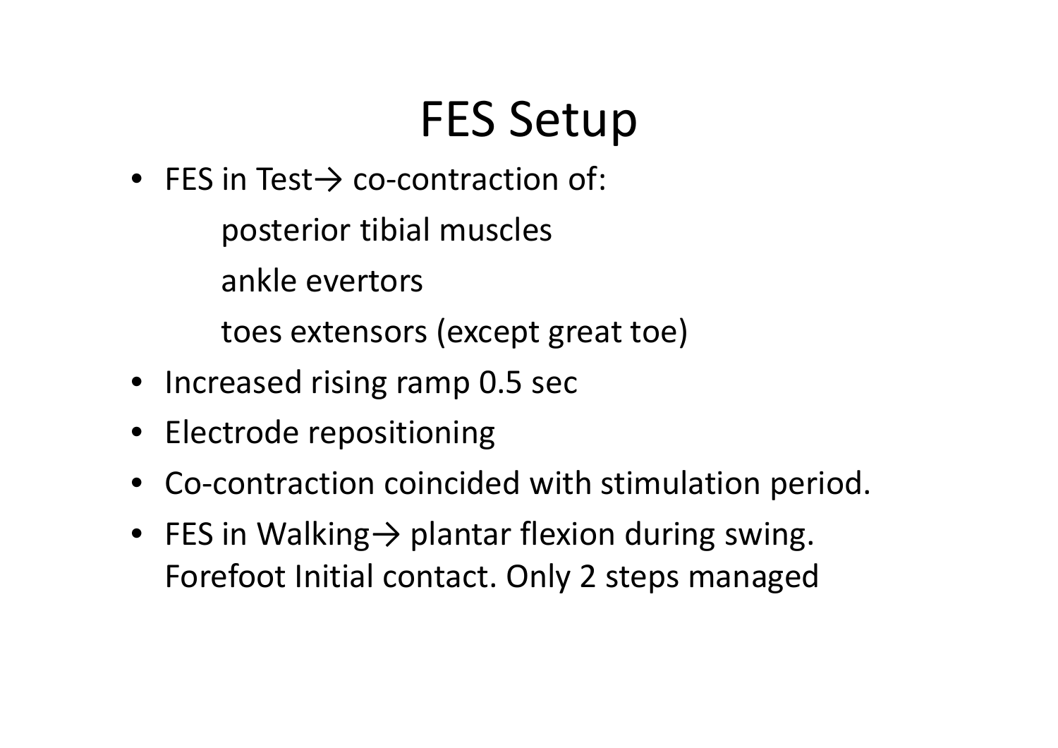# FES Setup

- FES in Test→ co-contraction of:

  posterior tibial muscles

  ankle evertors

  toes extensors (except great toe)
- Increased rising ramp 0.5 sec
- Electrode repositioning
- Co-contraction coincided with stimulation period.
- FES in Walking→ plantar flexion during swing. Forefoot Initial contact. Only 2 steps managed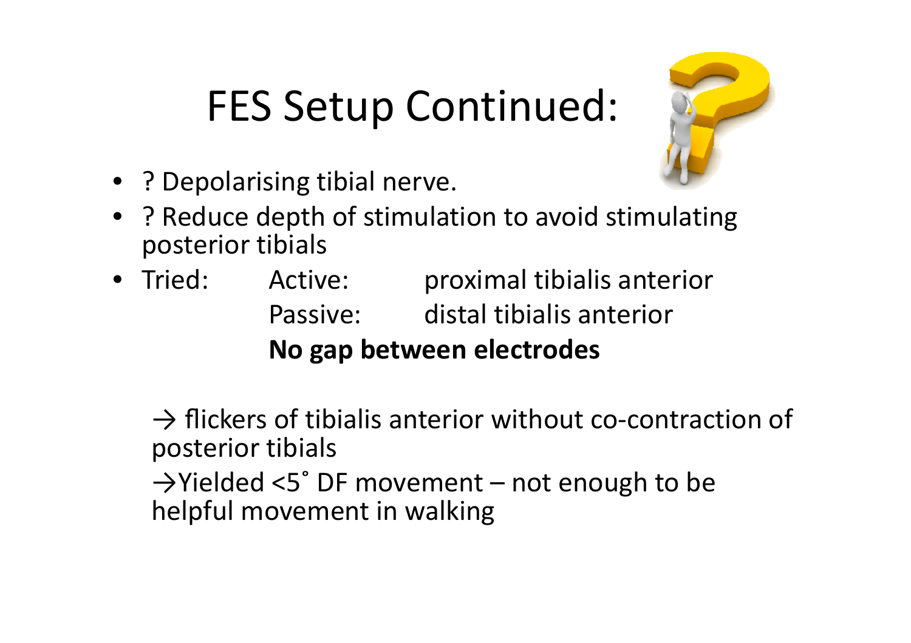# FES Setup Continued:

- ? Depolarising tibial nerve.
- ? Reduce depth of stimulation to avoid stimulating posterior tibials
- Tried:
  - Active: proximal tibialis anterior
  - Passive: distal tibialis anterior
  - **No gap between electrodes**

→ flickers of tibialis anterior without co-contraction of posterior tibials

→Yielded <5˚ DF movement – not enough to be helpful movement in walking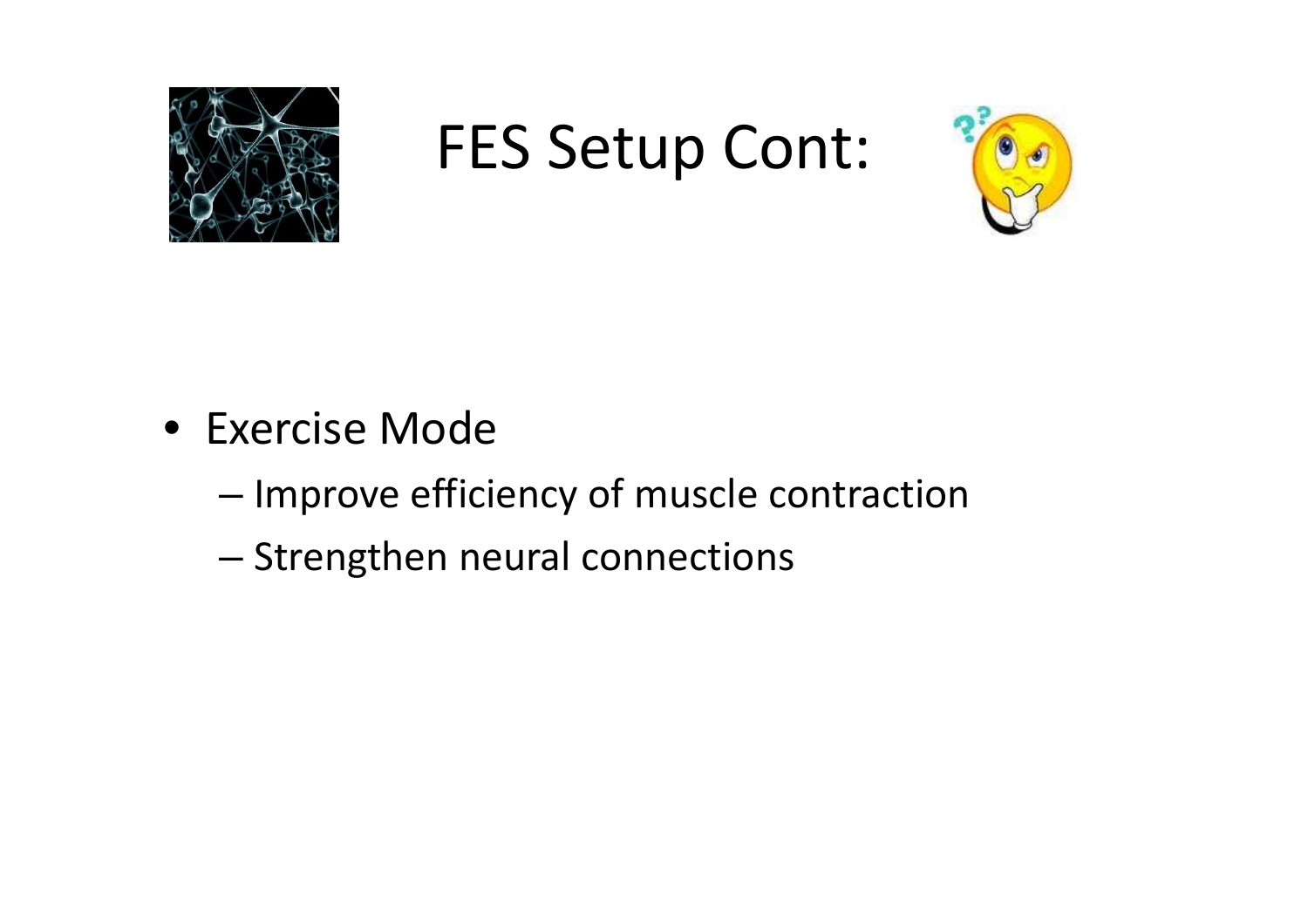# FES Setup Cont:

- Exercise Mode
  - Improve efficiency of muscle contraction
  - Strengthen neural connections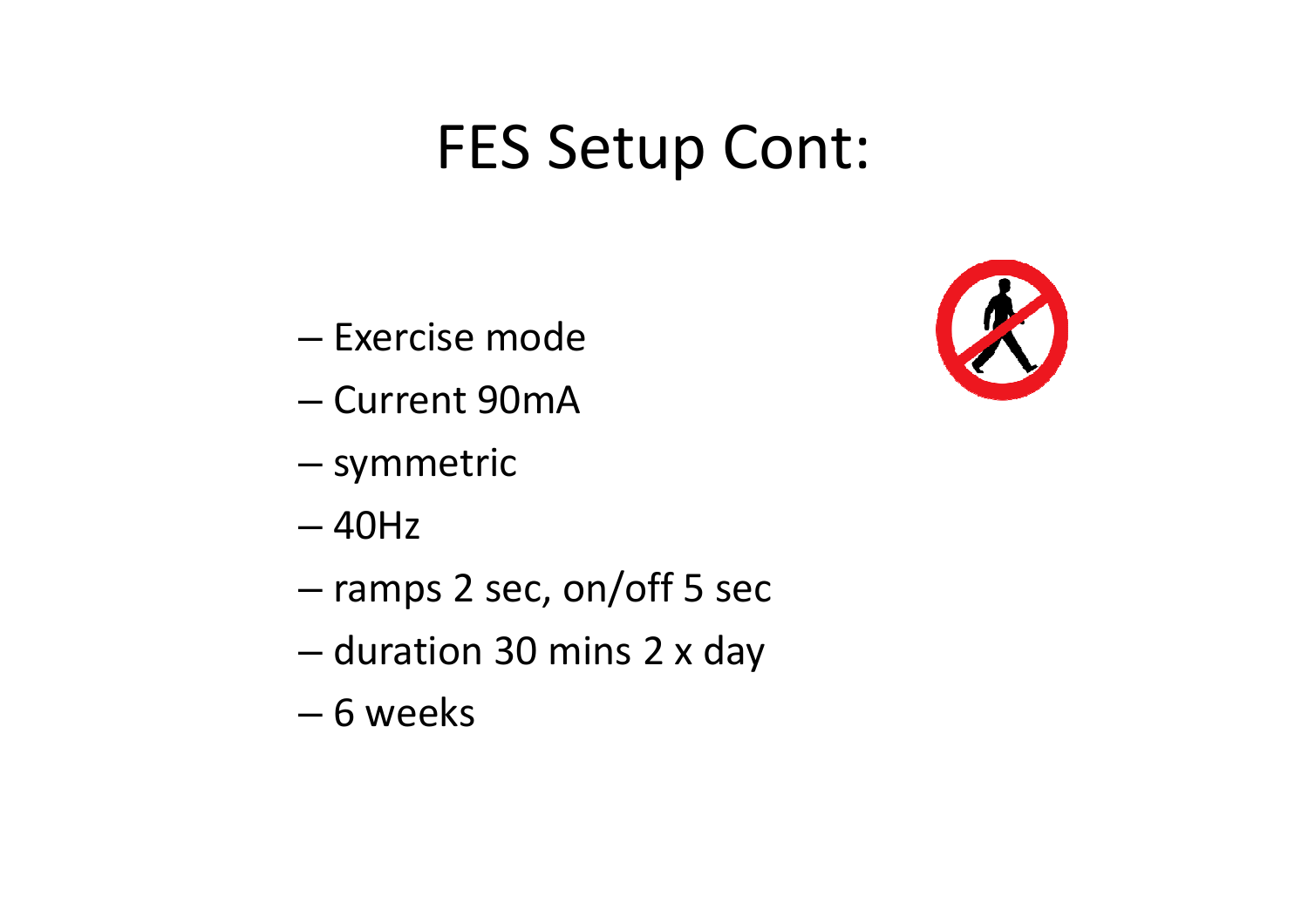# FES Setup Cont:

- Exercise mode
- Current 90mA
- symmetric
- 40Hz
- ramps 2 sec, on/off 5 sec
- duration 30 mins 2 x day
- 6 weeks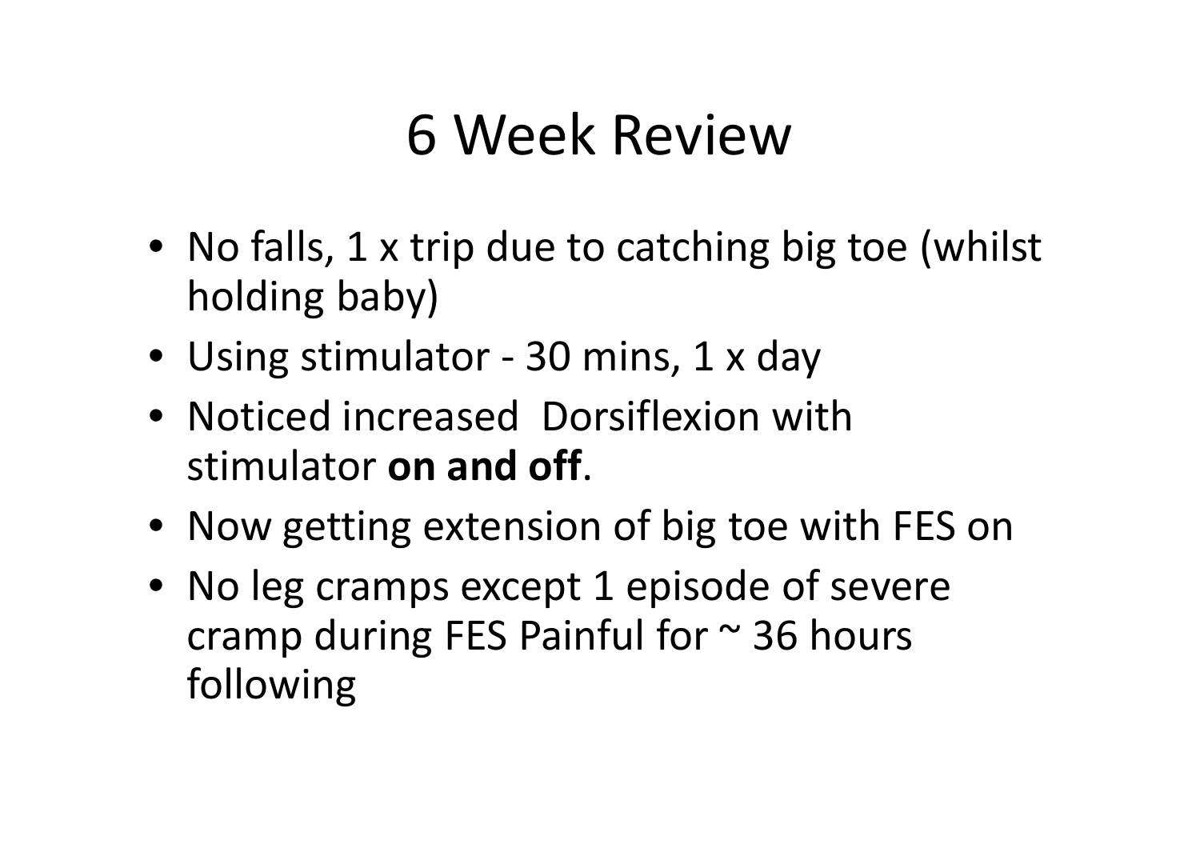# 6 Week Review

- No falls, 1 x trip due to catching big toe (whilst holding baby)
- Using stimulator - 30 mins, 1 x day
- Noticed increased  Dorsiflexion with stimulator **on and off**.
- Now getting extension of big toe with FES on
- No leg cramps except 1 episode of severe cramp during FES Painful for ~ 36 hours following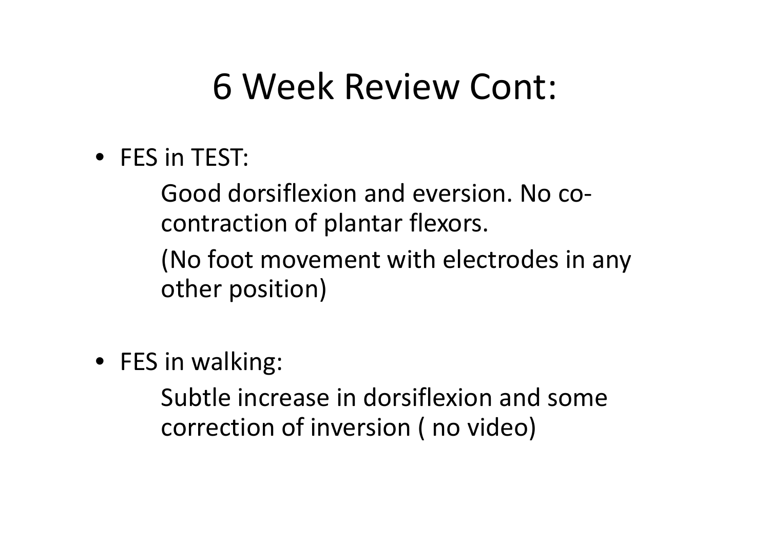# 6 Week Review Cont:

- FES in TEST:

  Good dorsiflexion and eversion. No co-contraction of plantar flexors.

  (No foot movement with electrodes in any other position)

- FES in walking:

  Subtle increase in dorsiflexion and some correction of inversion ( no video)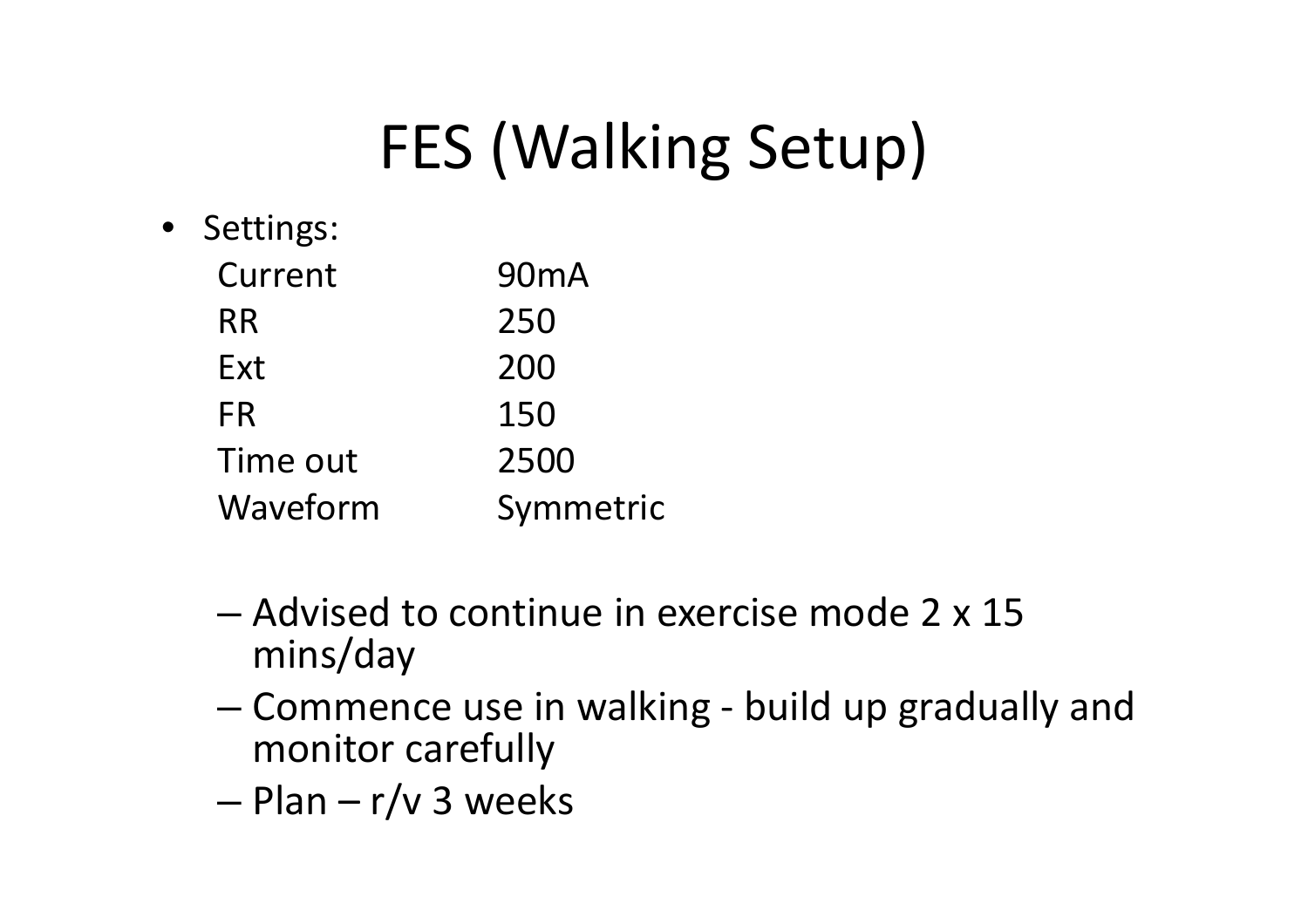# FES (Walking Setup)

- Settings:

| Setting | Value |
|---|---|
| Current | 90mA |
| RR | 250 |
| Ext | 200 |
| FR | 150 |
| Time out | 2500 |
| Waveform | Symmetric |

  - Advised to continue in exercise mode 2 x 15 mins/day
  - Commence use in walking - build up gradually and monitor carefully
  - Plan – r/v 3 weeks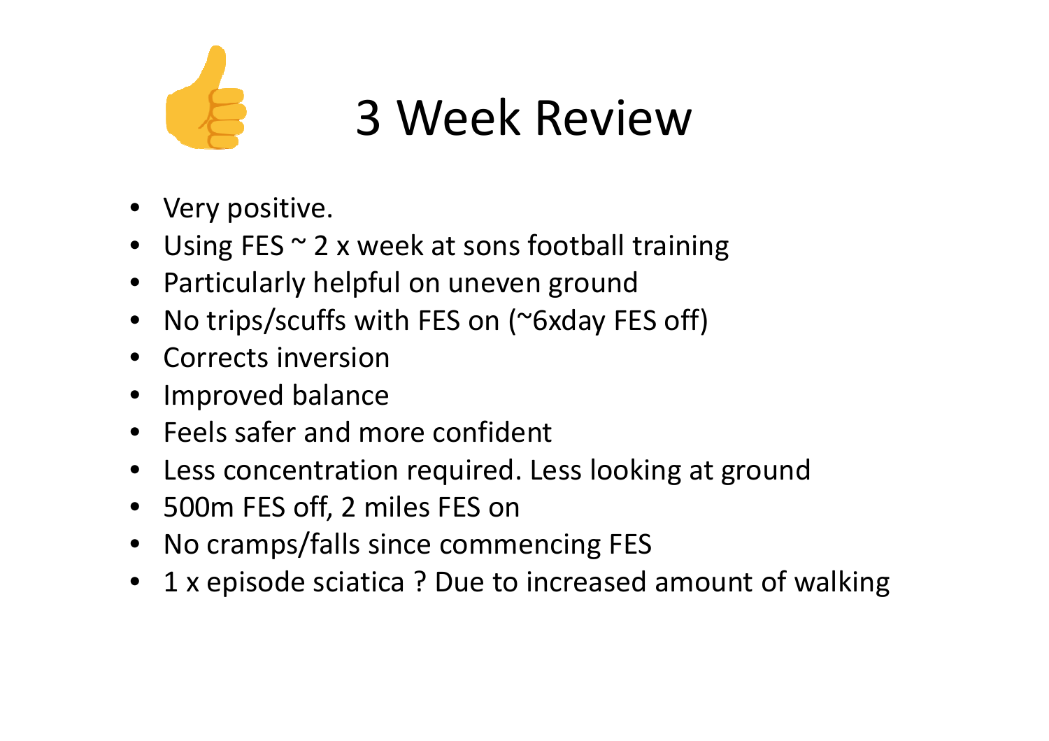# 3 Week Review

- Very positive.
- Using FES ~ 2 x week at sons football training
- Particularly helpful on uneven ground
- No trips/scuffs with FES on (~6xday FES off)
- Corrects inversion
- Improved balance
- Feels safer and more confident
- Less concentration required. Less looking at ground
- 500m FES off, 2 miles FES on
- No cramps/falls since commencing FES
- 1 x episode sciatica ? Due to increased amount of walking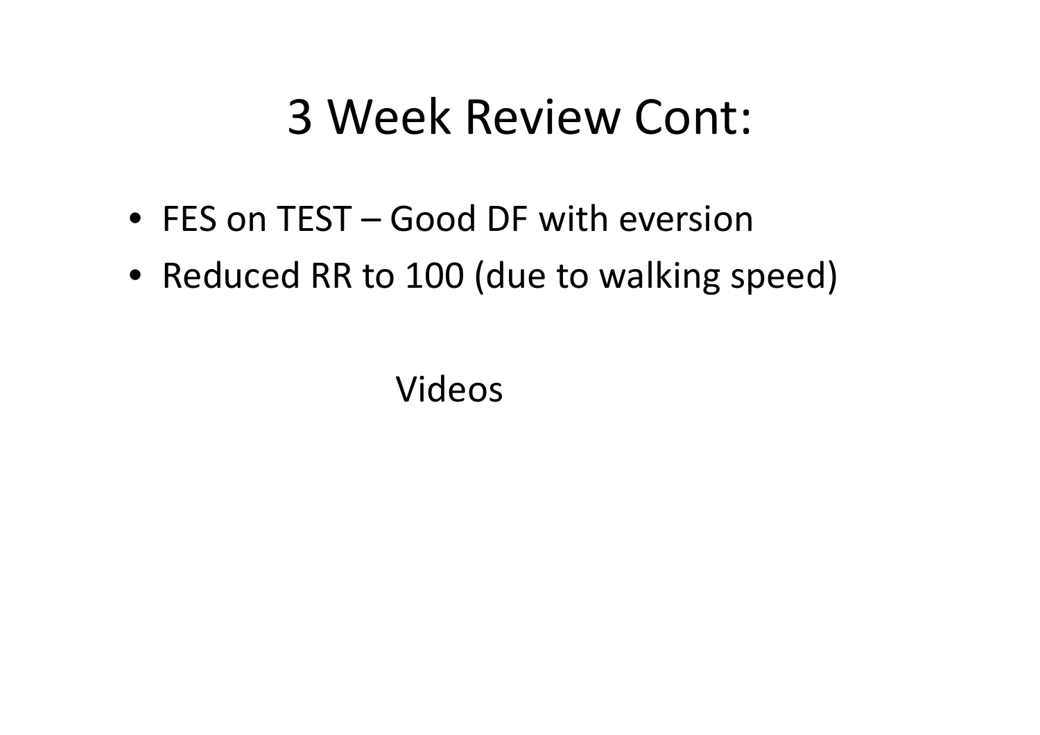# 3 Week Review Cont:

- FES on TEST – Good DF with eversion
- Reduced RR to 100 (due to walking speed)

Videos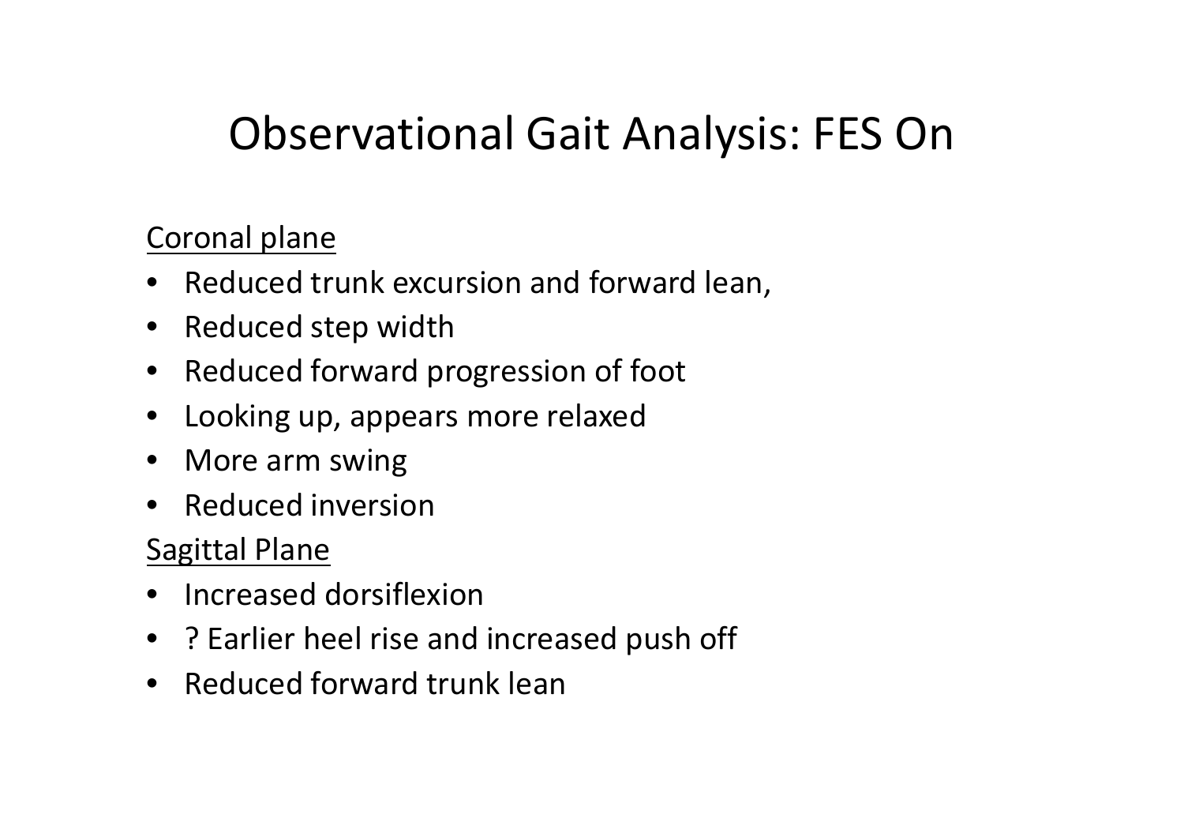# Observational Gait Analysis: FES On

<u>Coronal plane</u>

- Reduced trunk excursion and forward lean,
- Reduced step width
- Reduced forward progression of foot
- Looking up, appears more relaxed
- More arm swing
- Reduced inversion

<u>Sagittal Plane</u>

- Increased dorsiflexion
- ? Earlier heel rise and increased push off
- Reduced forward trunk lean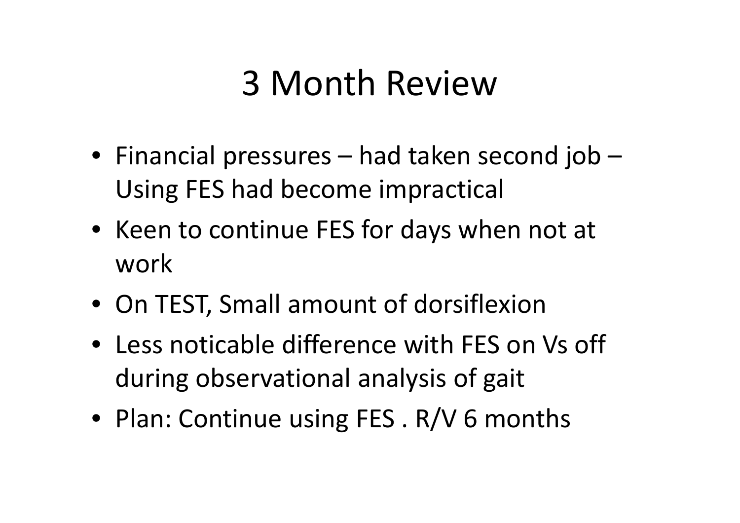# 3 Month Review

- Financial pressures – had taken second job – Using FES had become impractical
- Keen to continue FES for days when not at work
- On TEST, Small amount of dorsiflexion
- Less noticable difference with FES on Vs off during observational analysis of gait
- Plan: Continue using FES . R/V 6 months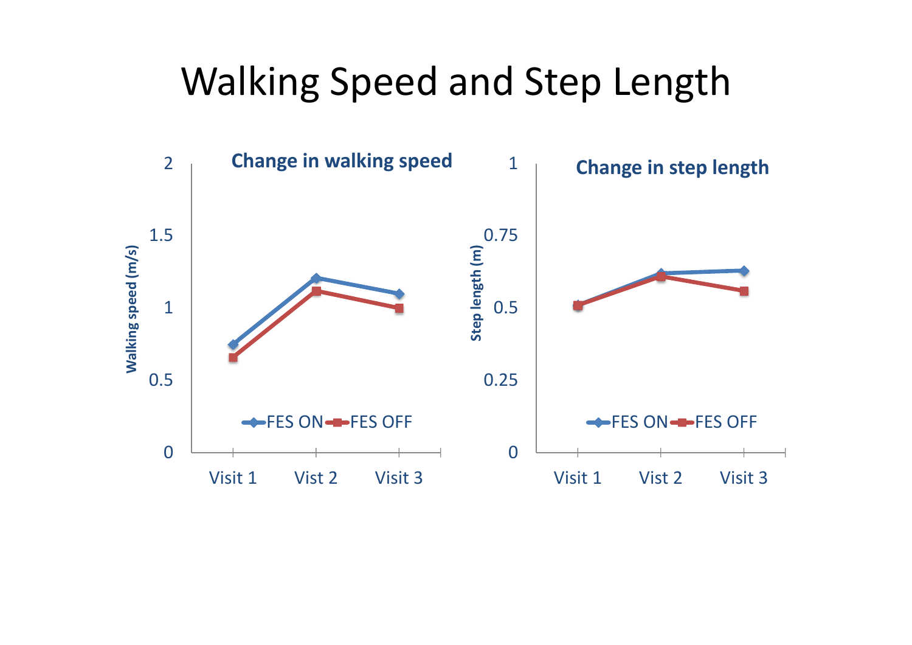# Walking Speed and Step Length

**Change in walking speed**

Walking speed (m/s)

2
1.5
1
0.5
0

FES ON FES OFF

Visit 1 Vist 2 Visit 3

**Change in step length**

Step length (m)

1
0.75
0.5
0.25
0

FES ON FES OFF

Visit 1 Vist 2 Visit 3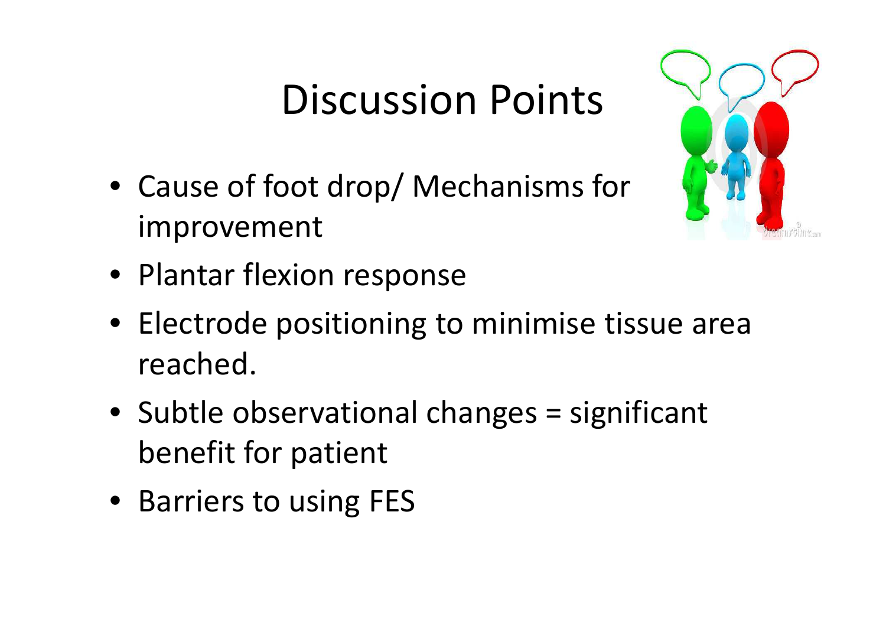# Discussion Points

- Cause of foot drop/ Mechanisms for improvement
- Plantar flexion response
- Electrode positioning to minimise tissue area reached.
- Subtle observational changes = significant benefit for patient
- Barriers to using FES